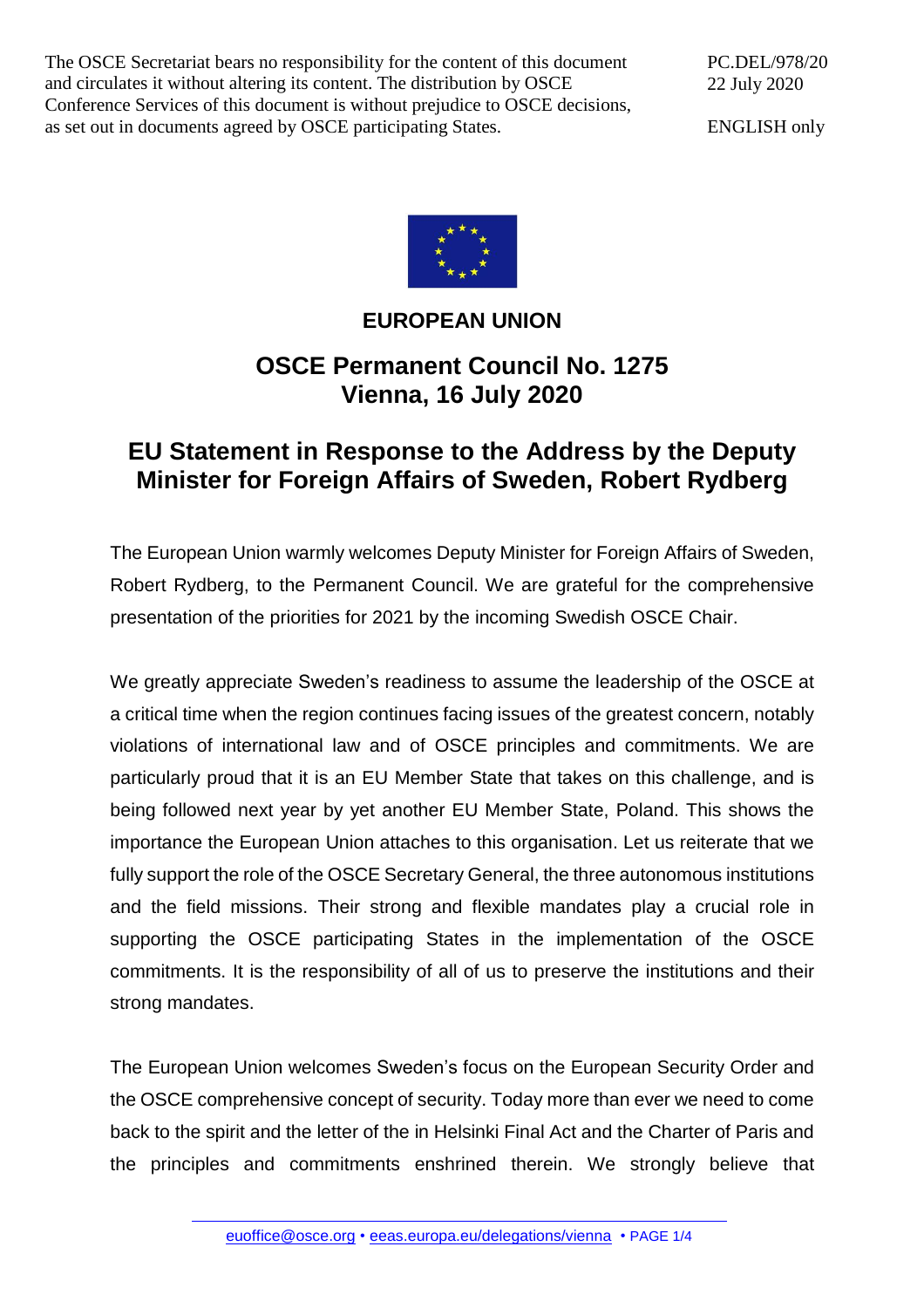The OSCE Secretariat bears no responsibility for the content of this document and circulates it without altering its content. The distribution by OSCE Conference Services of this document is without prejudice to OSCE decisions, as set out in documents agreed by OSCE participating States.

PC.DEL/978/20
22 July 2020

ENGLISH only

**EUROPEAN UNION**

## OSCE Permanent Council No. 1275
## Vienna, 16 July 2020

# EU Statement in Response to the Address by the Deputy Minister for Foreign Affairs of Sweden, Robert Rydberg

The European Union warmly welcomes Deputy Minister for Foreign Affairs of Sweden, Robert Rydberg, to the Permanent Council. We are grateful for the comprehensive presentation of the priorities for 2021 by the incoming Swedish OSCE Chair.

We greatly appreciate Sweden's readiness to assume the leadership of the OSCE at a critical time when the region continues facing issues of the greatest concern, notably violations of international law and of OSCE principles and commitments. We are particularly proud that it is an EU Member State that takes on this challenge, and is being followed next year by yet another EU Member State, Poland. This shows the importance the European Union attaches to this organisation. Let us reiterate that we fully support the role of the OSCE Secretary General, the three autonomous institutions and the field missions. Their strong and flexible mandates play a crucial role in supporting the OSCE participating States in the implementation of the OSCE commitments. It is the responsibility of all of us to preserve the institutions and their strong mandates.

The European Union welcomes Sweden's focus on the European Security Order and the OSCE comprehensive concept of security. Today more than ever we need to come back to the spirit and the letter of the in Helsinki Final Act and the Charter of Paris and the principles and commitments enshrined therein. We strongly believe that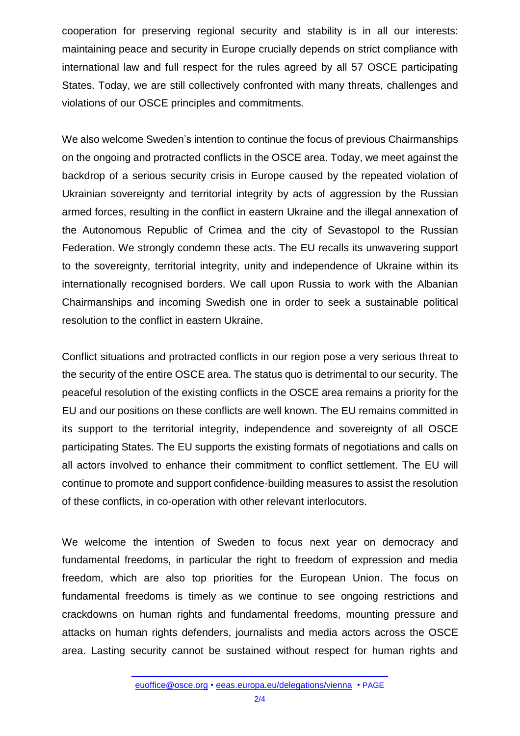cooperation for preserving regional security and stability is in all our interests: maintaining peace and security in Europe crucially depends on strict compliance with international law and full respect for the rules agreed by all 57 OSCE participating States. Today, we are still collectively confronted with many threats, challenges and violations of our OSCE principles and commitments.

We also welcome Sweden's intention to continue the focus of previous Chairmanships on the ongoing and protracted conflicts in the OSCE area. Today, we meet against the backdrop of a serious security crisis in Europe caused by the repeated violation of Ukrainian sovereignty and territorial integrity by acts of aggression by the Russian armed forces, resulting in the conflict in eastern Ukraine and the illegal annexation of the Autonomous Republic of Crimea and the city of Sevastopol to the Russian Federation. We strongly condemn these acts. The EU recalls its unwavering support to the sovereignty, territorial integrity, unity and independence of Ukraine within its internationally recognised borders. We call upon Russia to work with the Albanian Chairmanships and incoming Swedish one in order to seek a sustainable political resolution to the conflict in eastern Ukraine.

Conflict situations and protracted conflicts in our region pose a very serious threat to the security of the entire OSCE area. The status quo is detrimental to our security. The peaceful resolution of the existing conflicts in the OSCE area remains a priority for the EU and our positions on these conflicts are well known. The EU remains committed in its support to the territorial integrity, independence and sovereignty of all OSCE participating States. The EU supports the existing formats of negotiations and calls on all actors involved to enhance their commitment to conflict settlement. The EU will continue to promote and support confidence-building measures to assist the resolution of these conflicts, in co-operation with other relevant interlocutors.

We welcome the intention of Sweden to focus next year on democracy and fundamental freedoms, in particular the right to freedom of expression and media freedom, which are also top priorities for the European Union. The focus on fundamental freedoms is timely as we continue to see ongoing restrictions and crackdowns on human rights and fundamental freedoms, mounting pressure and attacks on human rights defenders, journalists and media actors across the OSCE area. Lasting security cannot be sustained without respect for human rights and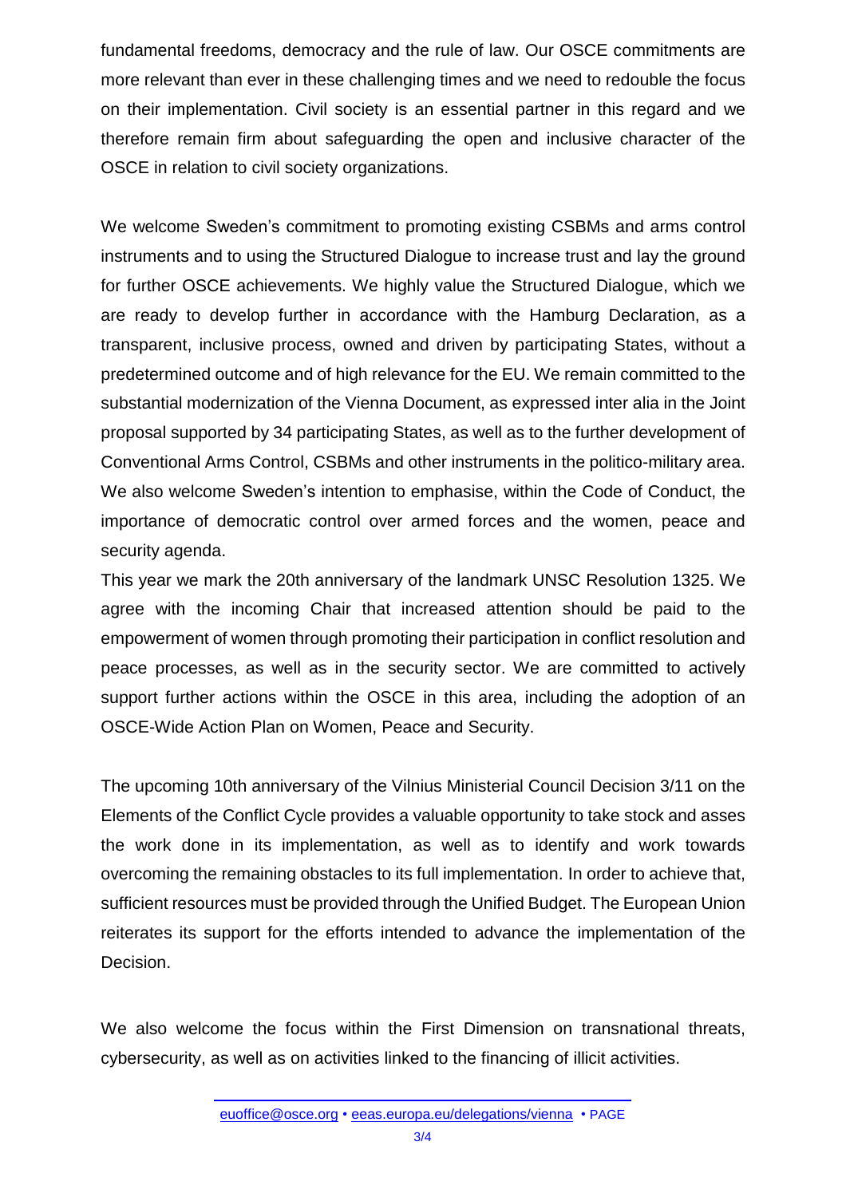fundamental freedoms, democracy and the rule of law. Our OSCE commitments are more relevant than ever in these challenging times and we need to redouble the focus on their implementation. Civil society is an essential partner in this regard and we therefore remain firm about safeguarding the open and inclusive character of the OSCE in relation to civil society organizations.

We welcome Sweden's commitment to promoting existing CSBMs and arms control instruments and to using the Structured Dialogue to increase trust and lay the ground for further OSCE achievements. We highly value the Structured Dialogue, which we are ready to develop further in accordance with the Hamburg Declaration, as a transparent, inclusive process, owned and driven by participating States, without a predetermined outcome and of high relevance for the EU. We remain committed to the substantial modernization of the Vienna Document, as expressed inter alia in the Joint proposal supported by 34 participating States, as well as to the further development of Conventional Arms Control, CSBMs and other instruments in the politico-military area. We also welcome Sweden's intention to emphasise, within the Code of Conduct, the importance of democratic control over armed forces and the women, peace and security agenda.

This year we mark the 20th anniversary of the landmark UNSC Resolution 1325. We agree with the incoming Chair that increased attention should be paid to the empowerment of women through promoting their participation in conflict resolution and peace processes, as well as in the security sector. We are committed to actively support further actions within the OSCE in this area, including the adoption of an OSCE-Wide Action Plan on Women, Peace and Security.

The upcoming 10th anniversary of the Vilnius Ministerial Council Decision 3/11 on the Elements of the Conflict Cycle provides a valuable opportunity to take stock and asses the work done in its implementation, as well as to identify and work towards overcoming the remaining obstacles to its full implementation. In order to achieve that, sufficient resources must be provided through the Unified Budget. The European Union reiterates its support for the efforts intended to advance the implementation of the Decision.

We also welcome the focus within the First Dimension on transnational threats, cybersecurity, as well as on activities linked to the financing of illicit activities.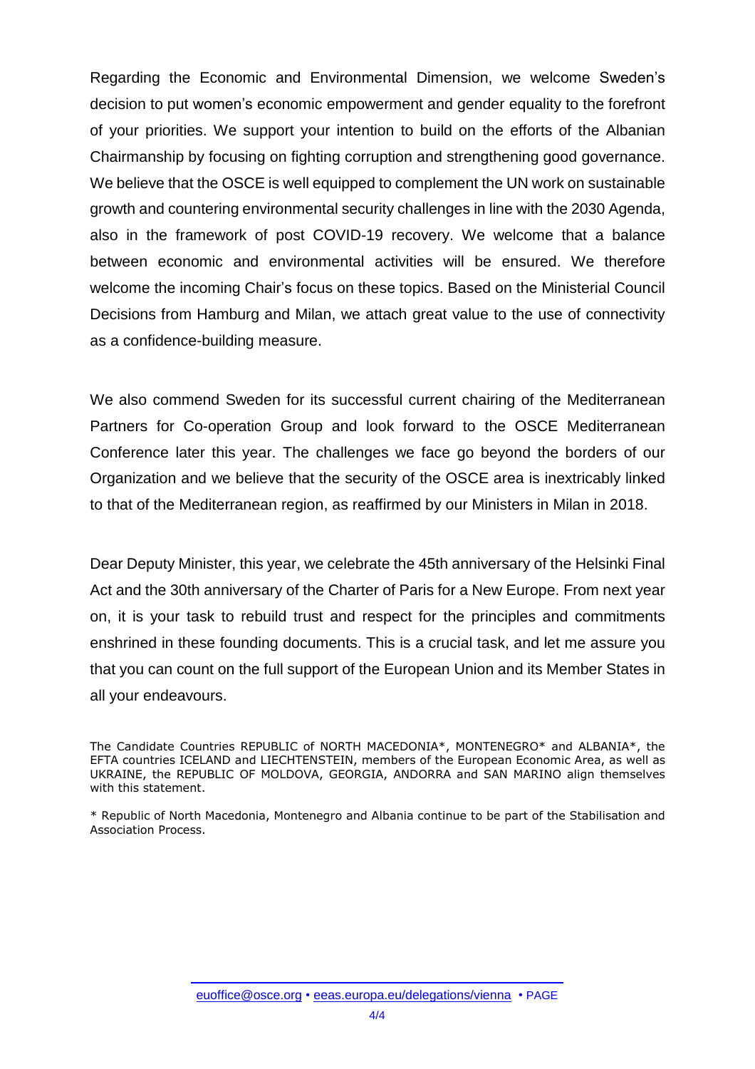Regarding the Economic and Environmental Dimension, we welcome Sweden's decision to put women's economic empowerment and gender equality to the forefront of your priorities. We support your intention to build on the efforts of the Albanian Chairmanship by focusing on fighting corruption and strengthening good governance. We believe that the OSCE is well equipped to complement the UN work on sustainable growth and countering environmental security challenges in line with the 2030 Agenda, also in the framework of post COVID-19 recovery. We welcome that a balance between economic and environmental activities will be ensured. We therefore welcome the incoming Chair's focus on these topics. Based on the Ministerial Council Decisions from Hamburg and Milan, we attach great value to the use of connectivity as a confidence-building measure.

We also commend Sweden for its successful current chairing of the Mediterranean Partners for Co-operation Group and look forward to the OSCE Mediterranean Conference later this year. The challenges we face go beyond the borders of our Organization and we believe that the security of the OSCE area is inextricably linked to that of the Mediterranean region, as reaffirmed by our Ministers in Milan in 2018.

Dear Deputy Minister, this year, we celebrate the 45th anniversary of the Helsinki Final Act and the 30th anniversary of the Charter of Paris for a New Europe. From next year on, it is your task to rebuild trust and respect for the principles and commitments enshrined in these founding documents. This is a crucial task, and let me assure you that you can count on the full support of the European Union and its Member States in all your endeavours.

The Candidate Countries REPUBLIC of NORTH MACEDONIA*, MONTENEGRO* and ALBANIA*, the EFTA countries ICELAND and LIECHTENSTEIN, members of the European Economic Area, as well as UKRAINE, the REPUBLIC OF MOLDOVA, GEORGIA, ANDORRA and SAN MARINO align themselves with this statement.

* Republic of North Macedonia, Montenegro and Albania continue to be part of the Stabilisation and Association Process.